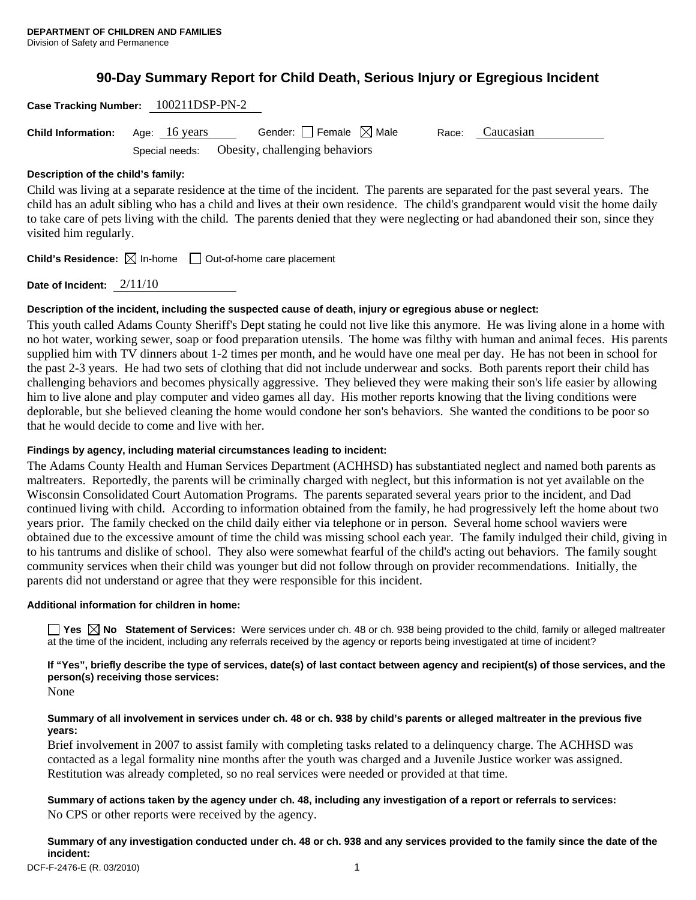**DEPARTMENT OF CHILDREN AND FAMILIES**
Division of Safety and Permanence

# 90-Day Summary Report for Child Death, Serious Injury or Egregious Incident

**Case Tracking Number:** 100211DSP-PN-2

**Child Information:** Age: 16 years Gender: ☐ Female ☒ Male Race: Caucasian

Special needs: Obesity, challenging behaviors

**Description of the child's family:**

Child was living at a separate residence at the time of the incident. The parents are separated for the past several years. The child has an adult sibling who has a child and lives at their own residence. The child's grandparent would visit the home daily to take care of pets living with the child. The parents denied that they were neglecting or had abandoned their son, since they visited him regularly.

**Child's Residence:** ☒ In-home ☐ Out-of-home care placement

**Date of Incident:** 2/11/10

**Description of the incident, including the suspected cause of death, injury or egregious abuse or neglect:**

This youth called Adams County Sheriff's Dept stating he could not live like this anymore. He was living alone in a home with no hot water, working sewer, soap or food preparation utensils. The home was filthy with human and animal feces. His parents supplied him with TV dinners about 1-2 times per month, and he would have one meal per day. He has not been in school for the past 2-3 years. He had two sets of clothing that did not include underwear and socks. Both parents report their child has challenging behaviors and becomes physically aggressive. They believed they were making their son's life easier by allowing him to live alone and play computer and video games all day. His mother reports knowing that the living conditions were deplorable, but she believed cleaning the home would condone her son's behaviors. She wanted the conditions to be poor so that he would decide to come and live with her.

**Findings by agency, including material circumstances leading to incident:**

The Adams County Health and Human Services Department (ACHHSD) has substantiated neglect and named both parents as maltreaters. Reportedly, the parents will be criminally charged with neglect, but this information is not yet available on the Wisconsin Consolidated Court Automation Programs. The parents separated several years prior to the incident, and Dad continued living with child. According to information obtained from the family, he had progressively left the home about two years prior. The family checked on the child daily either via telephone or in person. Several home school waviers were obtained due to the excessive amount of time the child was missing school each year. The family indulged their child, giving in to his tantrums and dislike of school. They also were somewhat fearful of the child's acting out behaviors. The family sought community services when their child was younger but did not follow through on provider recommendations. Initially, the parents did not understand or agree that they were responsible for this incident.

**Additional information for children in home:**

☐ **Yes** ☒ **No** **Statement of Services:** Were services under ch. 48 or ch. 938 being provided to the child, family or alleged maltreater at the time of the incident, including any referrals received by the agency or reports being investigated at time of incident?

**If "Yes", briefly describe the type of services, date(s) of last contact between agency and recipient(s) of those services, and the person(s) receiving those services:**

None

**Summary of all involvement in services under ch. 48 or ch. 938 by child's parents or alleged maltreater in the previous five years:**

Brief involvement in 2007 to assist family with completing tasks related to a delinquency charge. The ACHHSD was contacted as a legal formality nine months after the youth was charged and a Juvenile Justice worker was assigned. Restitution was already completed, so no real services were needed or provided at that time.

**Summary of actions taken by the agency under ch. 48, including any investigation of a report or referrals to services:**

No CPS or other reports were received by the agency.

**Summary of any investigation conducted under ch. 48 or ch. 938 and any services provided to the family since the date of the incident:**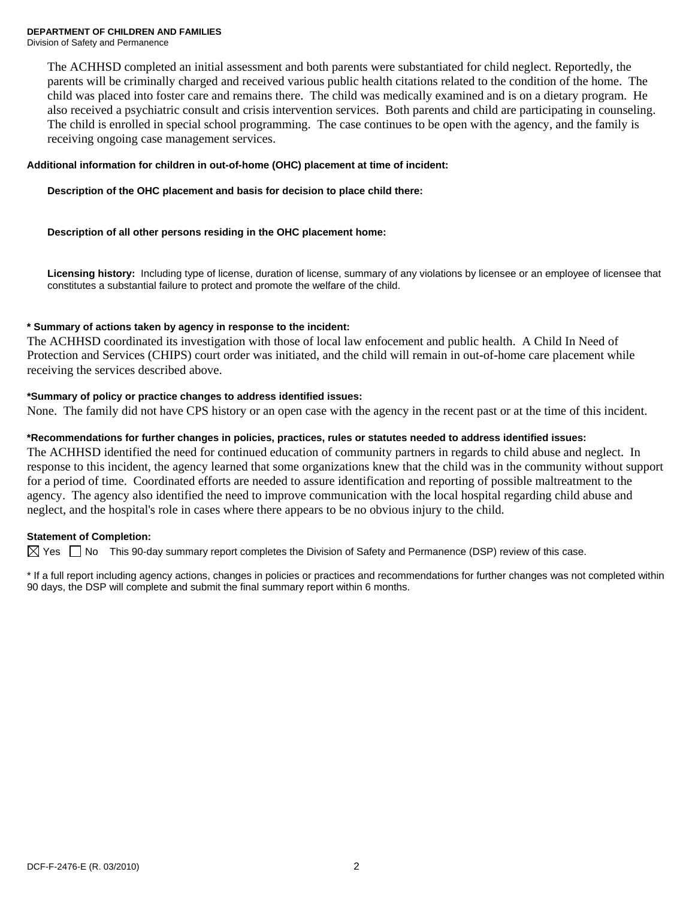**DEPARTMENT OF CHILDREN AND FAMILIES**
Division of Safety and Permanence

The ACHHSD completed an initial assessment and both parents were substantiated for child neglect. Reportedly, the parents will be criminally charged and received various public health citations related to the condition of the home. The child was placed into foster care and remains there. The child was medically examined and is on a dietary program. He also received a psychiatric consult and crisis intervention services. Both parents and child are participating in counseling. The child is enrolled in special school programming. The case continues to be open with the agency, and the family is receiving ongoing case management services.

**Additional information for children in out-of-home (OHC) placement at time of incident:**

**Description of the OHC placement and basis for decision to place child there:**

**Description of all other persons residing in the OHC placement home:**

**Licensing history:** Including type of license, duration of license, summary of any violations by licensee or an employee of licensee that constitutes a substantial failure to protect and promote the welfare of the child.

**\* Summary of actions taken by agency in response to the incident:**

The ACHHSD coordinated its investigation with those of local law enfocement and public health. A Child In Need of Protection and Services (CHIPS) court order was initiated, and the child will remain in out-of-home care placement while receiving the services described above.

**\*Summary of policy or practice changes to address identified issues:**

None. The family did not have CPS history or an open case with the agency in the recent past or at the time of this incident.

**\*Recommendations for further changes in policies, practices, rules or statutes needed to address identified issues:**

The ACHHSD identified the need for continued education of community partners in regards to child abuse and neglect. In response to this incident, the agency learned that some organizations knew that the child was in the community without support for a period of time. Coordinated efforts are needed to assure identification and reporting of possible maltreatment to the agency. The agency also identified the need to improve communication with the local hospital regarding child abuse and neglect, and the hospital's role in cases where there appears to be no obvious injury to the child.

**Statement of Completion:**

☒ Yes ☐ No This 90-day summary report completes the Division of Safety and Permanence (DSP) review of this case.

\* If a full report including agency actions, changes in policies or practices and recommendations for further changes was not completed within 90 days, the DSP will complete and submit the final summary report within 6 months.

DCF-F-2476-E (R. 03/2010)